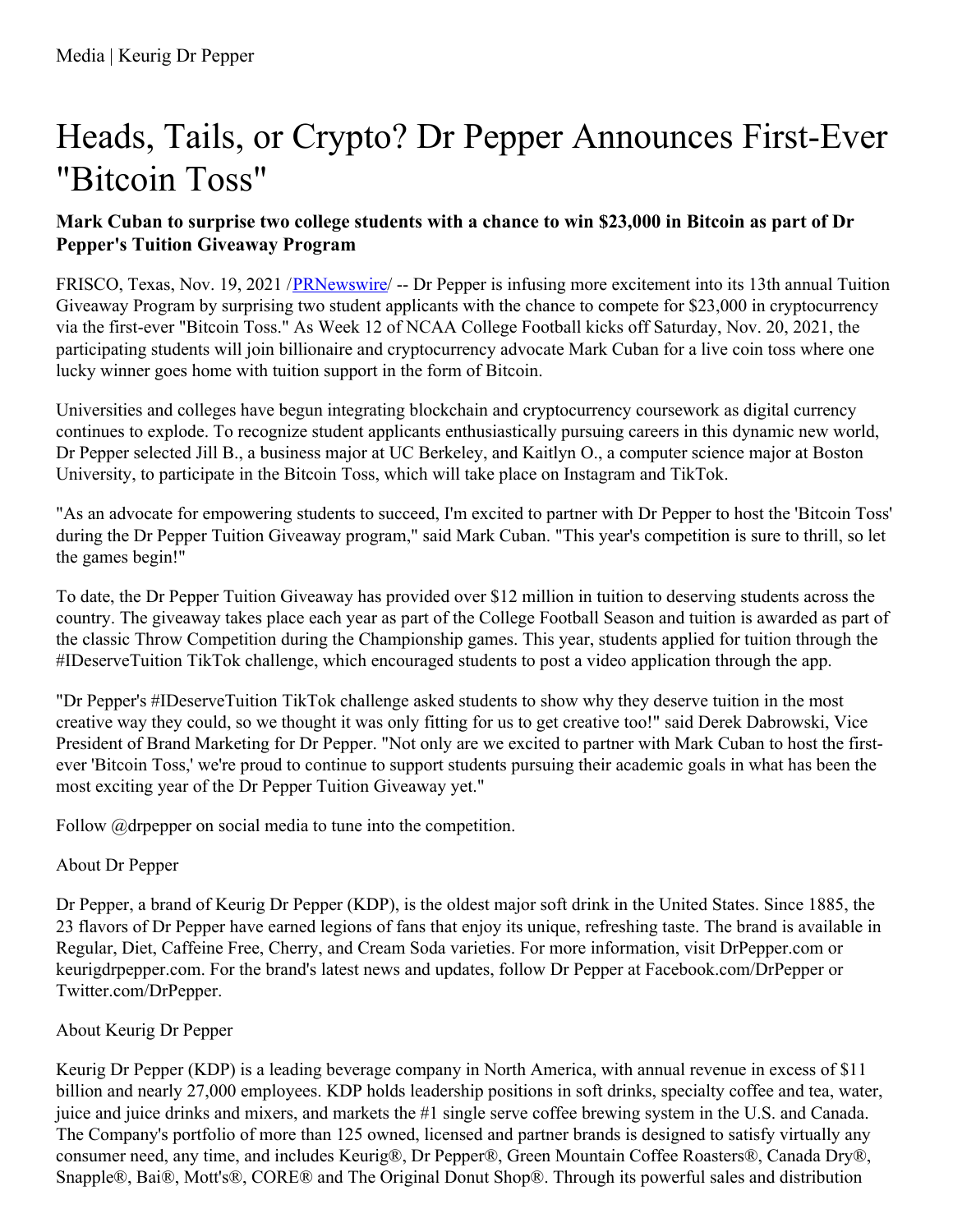Media | Keurig Dr Pepper

# Heads, Tails, or Crypto? Dr Pepper Announces First-Ever "Bitcoin Toss"

### Mark Cuban to surprise two college students with a chance to win $23,000 in Bitcoin as part of Dr Pepper's Tuition Giveaway Program

FRISCO, Texas, Nov. 19, 2021 /PRNewswire/ -- Dr Pepper is infusing more excitement into its 13th annual Tuition Giveaway Program by surprising two student applicants with the chance to compete for $23,000 in cryptocurrency via the first-ever "Bitcoin Toss." As Week 12 of NCAA College Football kicks off Saturday, Nov. 20, 2021, the participating students will join billionaire and cryptocurrency advocate Mark Cuban for a live coin toss where one lucky winner goes home with tuition support in the form of Bitcoin.

Universities and colleges have begun integrating blockchain and cryptocurrency coursework as digital currency continues to explode. To recognize student applicants enthusiastically pursuing careers in this dynamic new world, Dr Pepper selected Jill B., a business major at UC Berkeley, and Kaitlyn O., a computer science major at Boston University, to participate in the Bitcoin Toss, which will take place on Instagram and TikTok.

"As an advocate for empowering students to succeed, I'm excited to partner with Dr Pepper to host the 'Bitcoin Toss' during the Dr Pepper Tuition Giveaway program," said Mark Cuban. "This year's competition is sure to thrill, so let the games begin!"

To date, the Dr Pepper Tuition Giveaway has provided over $12 million in tuition to deserving students across the country. The giveaway takes place each year as part of the College Football Season and tuition is awarded as part of the classic Throw Competition during the Championship games. This year, students applied for tuition through the #IDeserveTuition TikTok challenge, which encouraged students to post a video application through the app.

"Dr Pepper's #IDeserveTuition TikTok challenge asked students to show why they deserve tuition in the most creative way they could, so we thought it was only fitting for us to get creative too!" said Derek Dabrowski, Vice President of Brand Marketing for Dr Pepper. "Not only are we excited to partner with Mark Cuban to host the first-ever 'Bitcoin Toss,' we're proud to continue to support students pursuing their academic goals in what has been the most exciting year of the Dr Pepper Tuition Giveaway yet."

Follow @drpepper on social media to tune into the competition.

About Dr Pepper

Dr Pepper, a brand of Keurig Dr Pepper (KDP), is the oldest major soft drink in the United States. Since 1885, the 23 flavors of Dr Pepper have earned legions of fans that enjoy its unique, refreshing taste. The brand is available in Regular, Diet, Caffeine Free, Cherry, and Cream Soda varieties. For more information, visit DrPepper.com or keurigdrpepper.com. For the brand's latest news and updates, follow Dr Pepper at Facebook.com/DrPepper or Twitter.com/DrPepper.

About Keurig Dr Pepper

Keurig Dr Pepper (KDP) is a leading beverage company in North America, with annual revenue in excess of $11 billion and nearly 27,000 employees. KDP holds leadership positions in soft drinks, specialty coffee and tea, water, juice and juice drinks and mixers, and markets the #1 single serve coffee brewing system in the U.S. and Canada. The Company's portfolio of more than 125 owned, licensed and partner brands is designed to satisfy virtually any consumer need, any time, and includes Keurig®, Dr Pepper®, Green Mountain Coffee Roasters®, Canada Dry®, Snapple®, Bai®, Mott's®, CORE® and The Original Donut Shop®. Through its powerful sales and distribution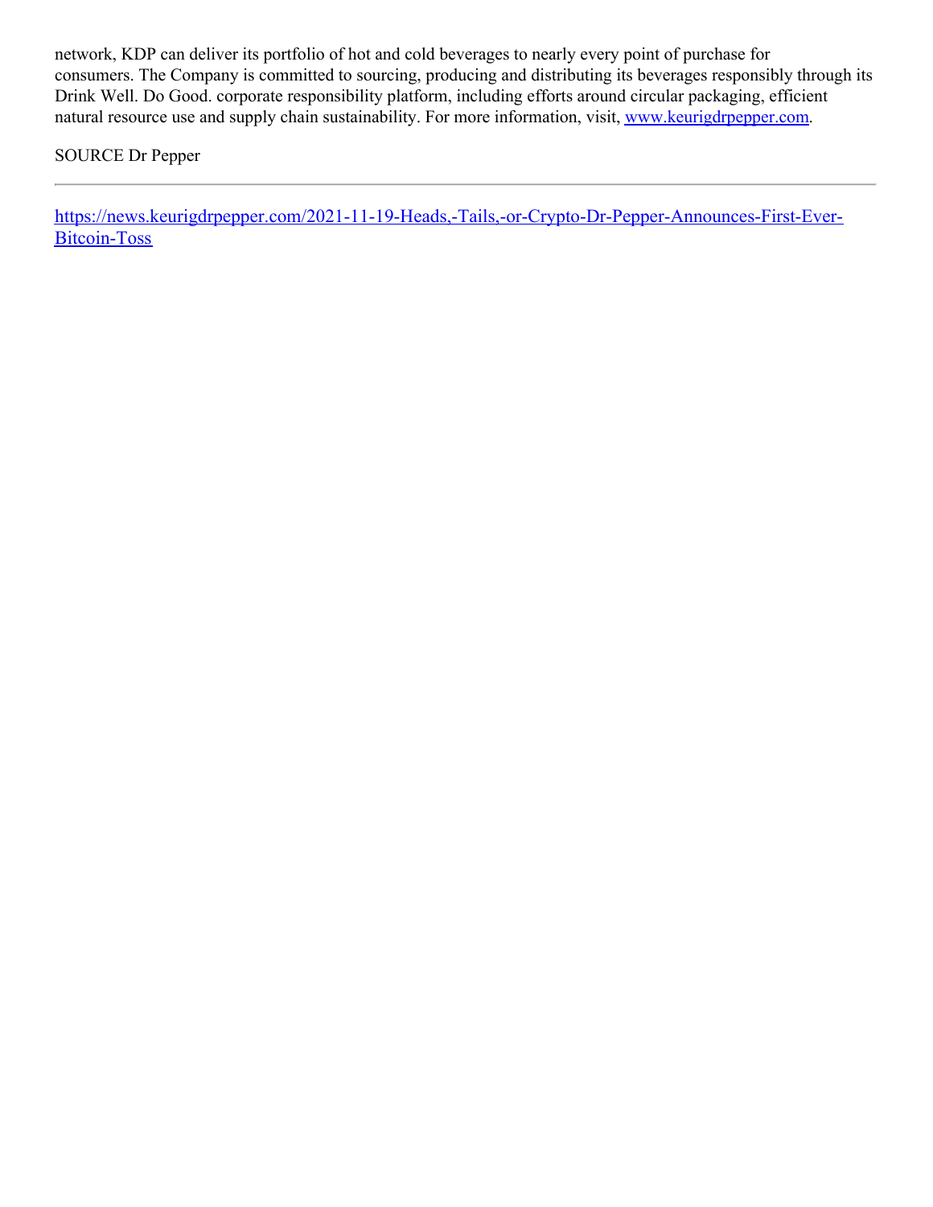network, KDP can deliver its portfolio of hot and cold beverages to nearly every point of purchase for consumers. The Company is committed to sourcing, producing and distributing its beverages responsibly through its Drink Well. Do Good. corporate responsibility platform, including efforts around circular packaging, efficient natural resource use and supply chain sustainability. For more information, visit, [www.keurigdrpepper.com](http://www.keurigdrpepper.com).

SOURCE Dr Pepper

---

[https://news.keurigdrpepper.com/2021-11-19-Heads,-Tails,-or-Crypto-Dr-Pepper-Announces-First-Ever-Bitcoin-Toss](https://news.keurigdrpepper.com/2021-11-19-Heads,-Tails,-or-Crypto-Dr-Pepper-Announces-First-Ever-Bitcoin-Toss)